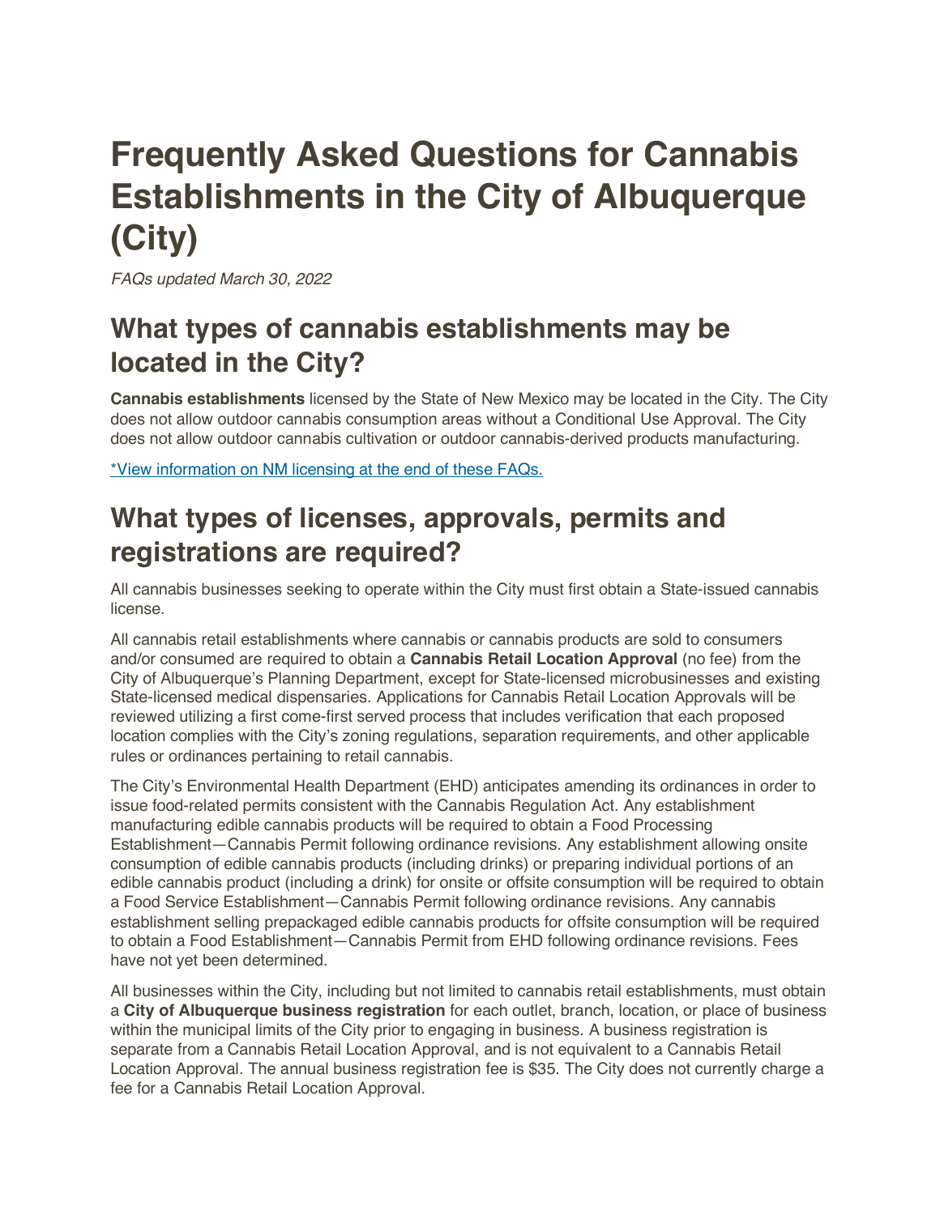# Frequently Asked Questions for Cannabis Establishments in the City of Albuquerque (City)

*FAQs updated March 30, 2022*

## What types of cannabis establishments may be located in the City?

**Cannabis establishments** licensed by the State of New Mexico may be located in the City. The City does not allow outdoor cannabis consumption areas without a Conditional Use Approval. The City does not allow outdoor cannabis cultivation or outdoor cannabis-derived products manufacturing.

*View information on NM licensing at the end of these FAQs.

## What types of licenses, approvals, permits and registrations are required?

All cannabis businesses seeking to operate within the City must first obtain a State-issued cannabis license.

All cannabis retail establishments where cannabis or cannabis products are sold to consumers and/or consumed are required to obtain a **Cannabis Retail Location Approval** (no fee) from the City of Albuquerque's Planning Department, except for State-licensed microbusinesses and existing State-licensed medical dispensaries. Applications for Cannabis Retail Location Approvals will be reviewed utilizing a first come-first served process that includes verification that each proposed location complies with the City's zoning regulations, separation requirements, and other applicable rules or ordinances pertaining to retail cannabis.

The City's Environmental Health Department (EHD) anticipates amending its ordinances in order to issue food-related permits consistent with the Cannabis Regulation Act. Any establishment manufacturing edible cannabis products will be required to obtain a Food Processing Establishment—Cannabis Permit following ordinance revisions. Any establishment allowing onsite consumption of edible cannabis products (including drinks) or preparing individual portions of an edible cannabis product (including a drink) for onsite or offsite consumption will be required to obtain a Food Service Establishment—Cannabis Permit following ordinance revisions. Any cannabis establishment selling prepackaged edible cannabis products for offsite consumption will be required to obtain a Food Establishment—Cannabis Permit from EHD following ordinance revisions. Fees have not yet been determined.

All businesses within the City, including but not limited to cannabis retail establishments, must obtain a **City of Albuquerque business registration** for each outlet, branch, location, or place of business within the municipal limits of the City prior to engaging in business. A business registration is separate from a Cannabis Retail Location Approval, and is not equivalent to a Cannabis Retail Location Approval. The annual business registration fee is $35. The City does not currently charge a fee for a Cannabis Retail Location Approval.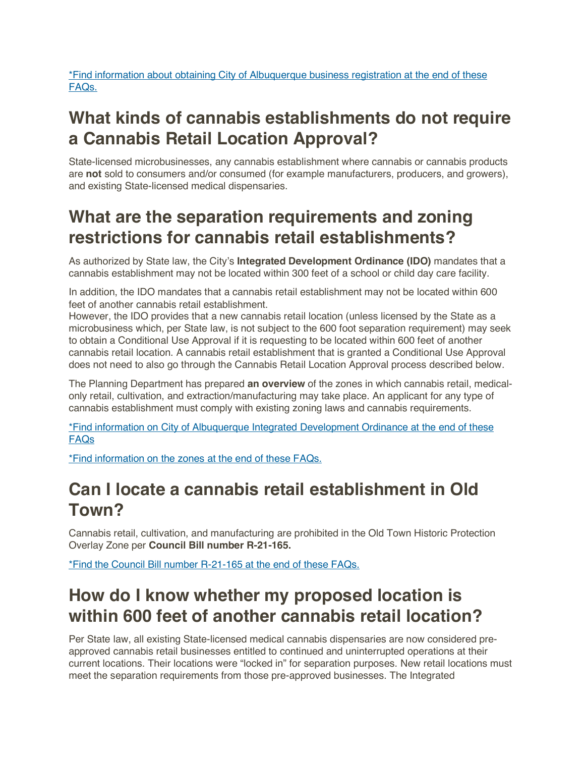*Find information about obtaining City of Albuquerque business registration at the end of these FAQs.

## What kinds of cannabis establishments do not require a Cannabis Retail Location Approval?

State-licensed microbusinesses, any cannabis establishment where cannabis or cannabis products are **not** sold to consumers and/or consumed (for example manufacturers, producers, and growers), and existing State-licensed medical dispensaries.

## What are the separation requirements and zoning restrictions for cannabis retail establishments?

As authorized by State law, the City's **Integrated Development Ordinance (IDO)** mandates that a cannabis establishment may not be located within 300 feet of a school or child day care facility.

In addition, the IDO mandates that a cannabis retail establishment may not be located within 600 feet of another cannabis retail establishment.
However, the IDO provides that a new cannabis retail location (unless licensed by the State as a microbusiness which, per State law, is not subject to the 600 foot separation requirement) may seek to obtain a Conditional Use Approval if it is requesting to be located within 600 feet of another cannabis retail location. A cannabis retail establishment that is granted a Conditional Use Approval does not need to also go through the Cannabis Retail Location Approval process described below.

The Planning Department has prepared **an overview** of the zones in which cannabis retail, medical-only retail, cultivation, and extraction/manufacturing may take place. An applicant for any type of cannabis establishment must comply with existing zoning laws and cannabis requirements.

*Find information on City of Albuquerque Integrated Development Ordinance at the end of these FAQs

*Find information on the zones at the end of these FAQs.

## Can I locate a cannabis retail establishment in Old Town?

Cannabis retail, cultivation, and manufacturing are prohibited in the Old Town Historic Protection Overlay Zone per **Council Bill number R-21-165.**

*Find the Council Bill number R-21-165 at the end of these FAQs.

## How do I know whether my proposed location is within 600 feet of another cannabis retail location?

Per State law, all existing State-licensed medical cannabis dispensaries are now considered pre-approved cannabis retail businesses entitled to continued and uninterrupted operations at their current locations. Their locations were "locked in" for separation purposes. New retail locations must meet the separation requirements from those pre-approved businesses. The Integrated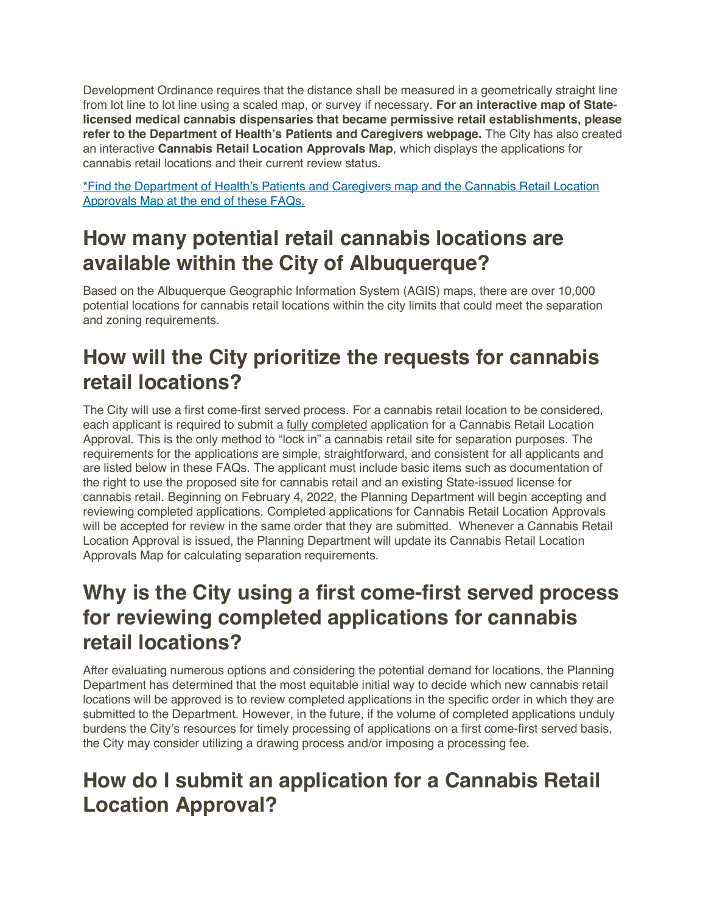Development Ordinance requires that the distance shall be measured in a geometrically straight line from lot line to lot line using a scaled map, or survey if necessary. **For an interactive map of State-licensed medical cannabis dispensaries that became permissive retail establishments, please refer to the Department of Health's Patients and Caregivers webpage.** The City has also created an interactive **Cannabis Retail Location Approvals Map**, which displays the applications for cannabis retail locations and their current review status.

*Find the Department of Health's Patients and Caregivers map and the Cannabis Retail Location Approvals Map at the end of these FAQs.

## How many potential retail cannabis locations are available within the City of Albuquerque?

Based on the Albuquerque Geographic Information System (AGIS) maps, there are over 10,000 potential locations for cannabis retail locations within the city limits that could meet the separation and zoning requirements.

## How will the City prioritize the requests for cannabis retail locations?

The City will use a first come-first served process. For a cannabis retail location to be considered, each applicant is required to submit a fully completed application for a Cannabis Retail Location Approval. This is the only method to "lock in" a cannabis retail site for separation purposes. The requirements for the applications are simple, straightforward, and consistent for all applicants and are listed below in these FAQs. The applicant must include basic items such as documentation of the right to use the proposed site for cannabis retail and an existing State-issued license for cannabis retail. Beginning on February 4, 2022, the Planning Department will begin accepting and reviewing completed applications. Completed applications for Cannabis Retail Location Approvals will be accepted for review in the same order that they are submitted. Whenever a Cannabis Retail Location Approval is issued, the Planning Department will update its Cannabis Retail Location Approvals Map for calculating separation requirements.

## Why is the City using a first come-first served process for reviewing completed applications for cannabis retail locations?

After evaluating numerous options and considering the potential demand for locations, the Planning Department has determined that the most equitable initial way to decide which new cannabis retail locations will be approved is to review completed applications in the specific order in which they are submitted to the Department. However, in the future, if the volume of completed applications unduly burdens the City's resources for timely processing of applications on a first come-first served basis, the City may consider utilizing a drawing process and/or imposing a processing fee.

## How do I submit an application for a Cannabis Retail Location Approval?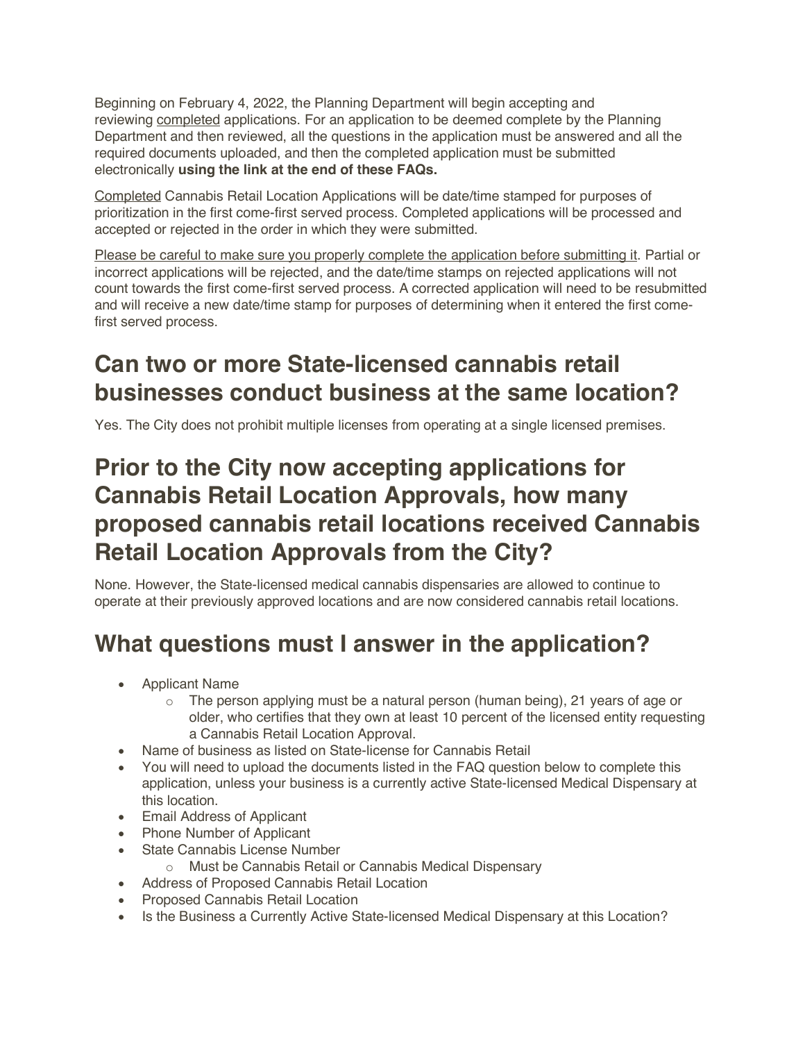Beginning on February 4, 2022, the Planning Department will begin accepting and reviewing completed applications. For an application to be deemed complete by the Planning Department and then reviewed, all the questions in the application must be answered and all the required documents uploaded, and then the completed application must be submitted electronically **using the link at the end of these FAQs.**

Completed Cannabis Retail Location Applications will be date/time stamped for purposes of prioritization in the first come-first served process. Completed applications will be processed and accepted or rejected in the order in which they were submitted.

Please be careful to make sure you properly complete the application before submitting it. Partial or incorrect applications will be rejected, and the date/time stamps on rejected applications will not count towards the first come-first served process. A corrected application will need to be resubmitted and will receive a new date/time stamp for purposes of determining when it entered the first come-first served process.

## Can two or more State-licensed cannabis retail businesses conduct business at the same location?

Yes. The City does not prohibit multiple licenses from operating at a single licensed premises.

## Prior to the City now accepting applications for Cannabis Retail Location Approvals, how many proposed cannabis retail locations received Cannabis Retail Location Approvals from the City?

None. However, the State-licensed medical cannabis dispensaries are allowed to continue to operate at their previously approved locations and are now considered cannabis retail locations.

## What questions must I answer in the application?

- Applicant Name
  - The person applying must be a natural person (human being), 21 years of age or older, who certifies that they own at least 10 percent of the licensed entity requesting a Cannabis Retail Location Approval.
- Name of business as listed on State-license for Cannabis Retail
- You will need to upload the documents listed in the FAQ question below to complete this application, unless your business is a currently active State-licensed Medical Dispensary at this location.
- Email Address of Applicant
- Phone Number of Applicant
- State Cannabis License Number
  - Must be Cannabis Retail or Cannabis Medical Dispensary
- Address of Proposed Cannabis Retail Location
- Proposed Cannabis Retail Location
- Is the Business a Currently Active State-licensed Medical Dispensary at this Location?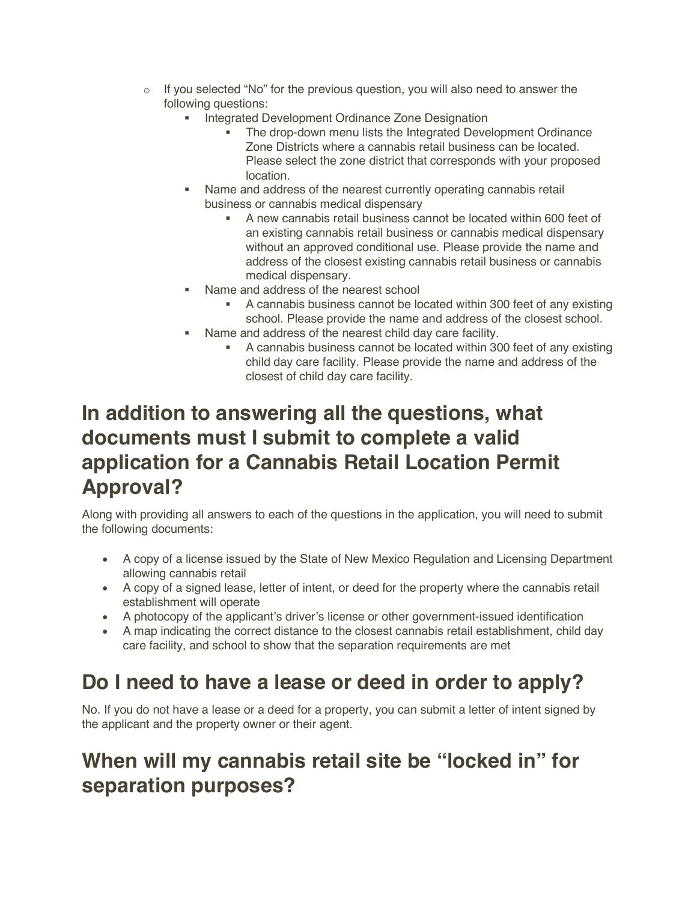- If you selected "No" for the previous question, you will also need to answer the following questions:
  - Integrated Development Ordinance Zone Designation
    - The drop-down menu lists the Integrated Development Ordinance Zone Districts where a cannabis retail business can be located. Please select the zone district that corresponds with your proposed location.
  - Name and address of the nearest currently operating cannabis retail business or cannabis medical dispensary
    - A new cannabis retail business cannot be located within 600 feet of an existing cannabis retail business or cannabis medical dispensary without an approved conditional use. Please provide the name and address of the closest existing cannabis retail business or cannabis medical dispensary.
  - Name and address of the nearest school
    - A cannabis business cannot be located within 300 feet of any existing school. Please provide the name and address of the closest school.
  - Name and address of the nearest child day care facility.
    - A cannabis business cannot be located within 300 feet of any existing child day care facility. Please provide the name and address of the closest of child day care facility.

# In addition to answering all the questions, what documents must I submit to complete a valid application for a Cannabis Retail Location Permit Approval?

Along with providing all answers to each of the questions in the application, you will need to submit the following documents:

- A copy of a license issued by the State of New Mexico Regulation and Licensing Department allowing cannabis retail
- A copy of a signed lease, letter of intent, or deed for the property where the cannabis retail establishment will operate
- A photocopy of the applicant's driver's license or other government-issued identification
- A map indicating the correct distance to the closest cannabis retail establishment, child day care facility, and school to show that the separation requirements are met

# Do I need to have a lease or deed in order to apply?

No. If you do not have a lease or a deed for a property, you can submit a letter of intent signed by the applicant and the property owner or their agent.

# When will my cannabis retail site be "locked in" for separation purposes?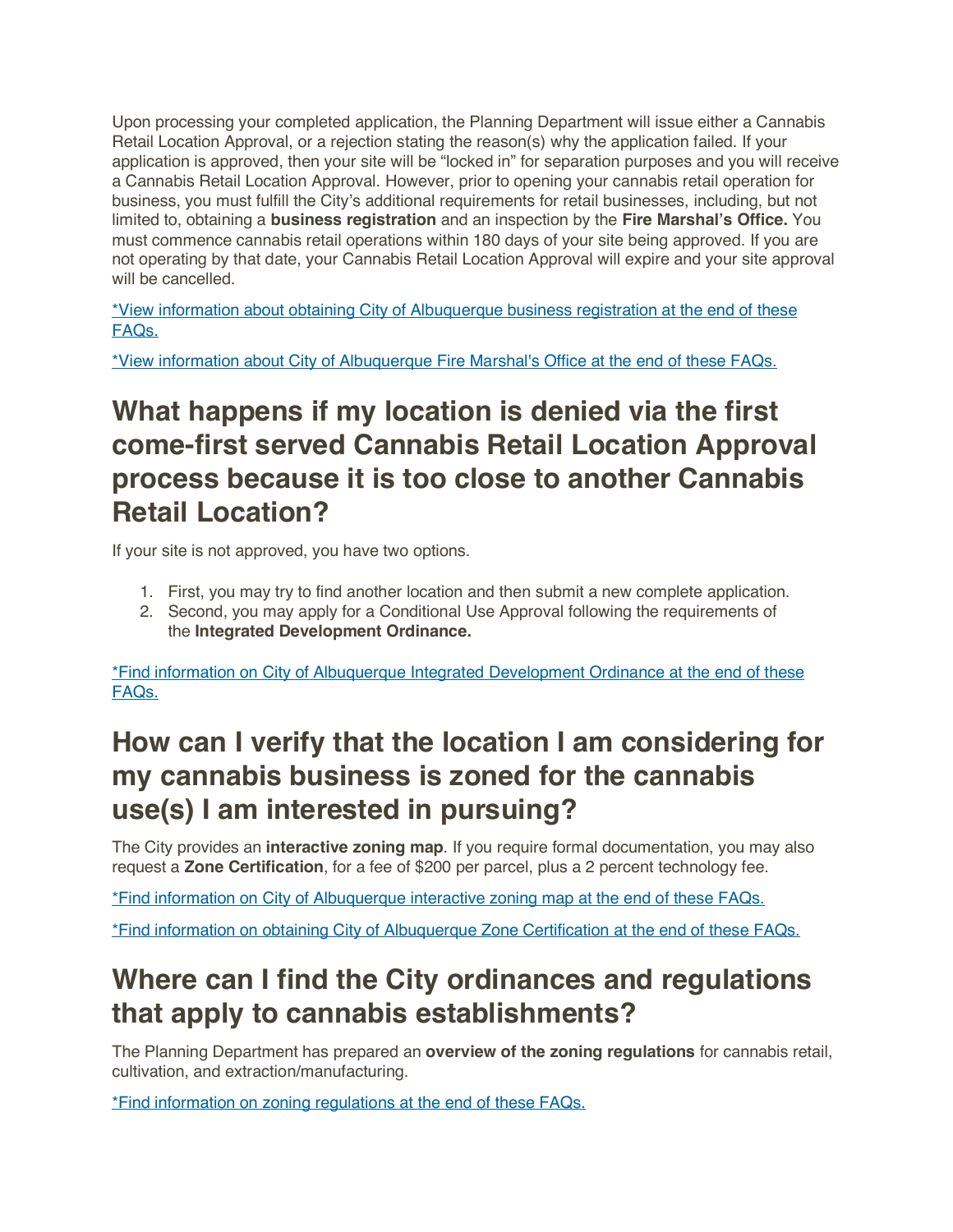Upon processing your completed application, the Planning Department will issue either a Cannabis Retail Location Approval, or a rejection stating the reason(s) why the application failed. If your application is approved, then your site will be "locked in" for separation purposes and you will receive a Cannabis Retail Location Approval. However, prior to opening your cannabis retail operation for business, you must fulfill the City's additional requirements for retail businesses, including, but not limited to, obtaining a **business registration** and an inspection by the **Fire Marshal's Office.** You must commence cannabis retail operations within 180 days of your site being approved. If you are not operating by that date, your Cannabis Retail Location Approval will expire and your site approval will be cancelled.

*View information about obtaining City of Albuquerque business registration at the end of these FAQs.

*View information about City of Albuquerque Fire Marshal's Office at the end of these FAQs.

# What happens if my location is denied via the first come-first served Cannabis Retail Location Approval process because it is too close to another Cannabis Retail Location?

If your site is not approved, you have two options.

1. First, you may try to find another location and then submit a new complete application.
2. Second, you may apply for a Conditional Use Approval following the requirements of the **Integrated Development Ordinance.**

*Find information on City of Albuquerque Integrated Development Ordinance at the end of these FAQs.

# How can I verify that the location I am considering for my cannabis business is zoned for the cannabis use(s) I am interested in pursuing?

The City provides an **interactive zoning map**. If you require formal documentation, you may also request a **Zone Certification**, for a fee of $200 per parcel, plus a 2 percent technology fee.

*Find information on City of Albuquerque interactive zoning map at the end of these FAQs.

*Find information on obtaining City of Albuquerque Zone Certification at the end of these FAQs.

# Where can I find the City ordinances and regulations that apply to cannabis establishments?

The Planning Department has prepared an **overview of the zoning regulations** for cannabis retail, cultivation, and extraction/manufacturing.

*Find information on zoning regulations at the end of these FAQs.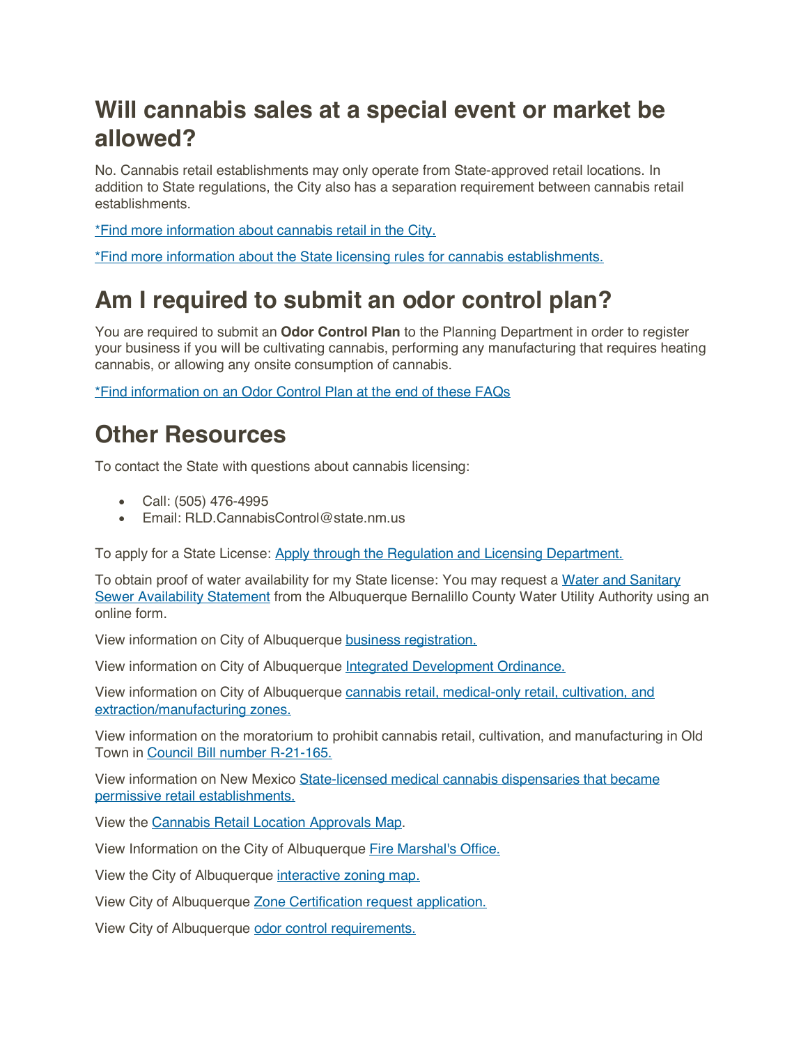## Will cannabis sales at a special event or market be allowed?

No. Cannabis retail establishments may only operate from State-approved retail locations. In addition to State regulations, the City also has a separation requirement between cannabis retail establishments.

*Find more information about cannabis retail in the City.

*Find more information about the State licensing rules for cannabis establishments.

## Am I required to submit an odor control plan?

You are required to submit an **Odor Control Plan** to the Planning Department in order to register your business if you will be cultivating cannabis, performing any manufacturing that requires heating cannabis, or allowing any onsite consumption of cannabis.

*Find information on an Odor Control Plan at the end of these FAQs

## Other Resources

To contact the State with questions about cannabis licensing:

- Call: (505) 476-4995
- Email: RLD.CannabisControl@state.nm.us

To apply for a State License: Apply through the Regulation and Licensing Department.

To obtain proof of water availability for my State license: You may request a Water and Sanitary Sewer Availability Statement from the Albuquerque Bernalillo County Water Utility Authority using an online form.

View information on City of Albuquerque business registration.

View information on City of Albuquerque Integrated Development Ordinance.

View information on City of Albuquerque cannabis retail, medical-only retail, cultivation, and extraction/manufacturing zones.

View information on the moratorium to prohibit cannabis retail, cultivation, and manufacturing in Old Town in Council Bill number R-21-165.

View information on New Mexico State-licensed medical cannabis dispensaries that became permissive retail establishments.

View the Cannabis Retail Location Approvals Map.

View Information on the City of Albuquerque Fire Marshal's Office.

View the City of Albuquerque interactive zoning map.

View City of Albuquerque Zone Certification request application.

View City of Albuquerque odor control requirements.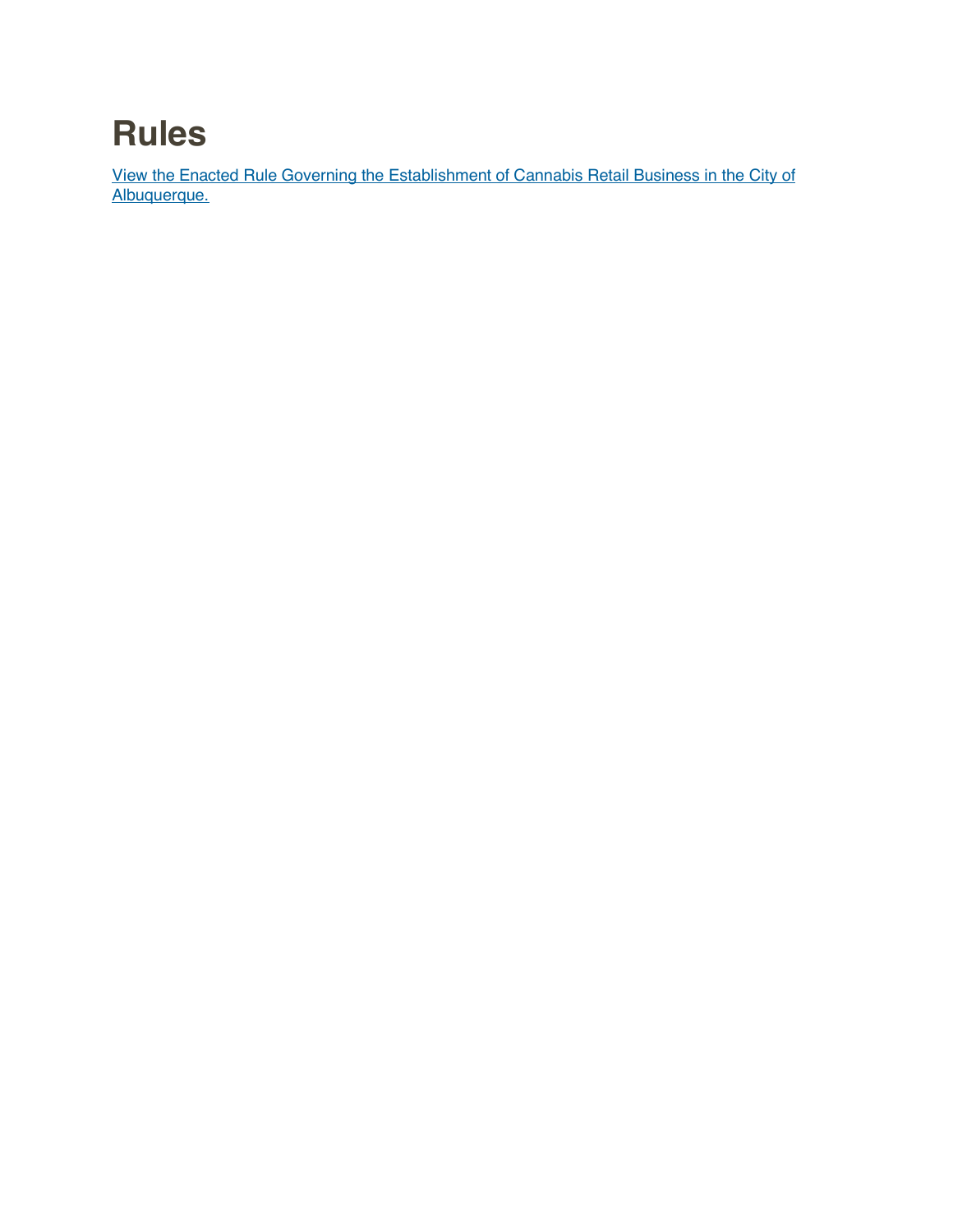# Rules

View the Enacted Rule Governing the Establishment of Cannabis Retail Business in the City of Albuquerque.